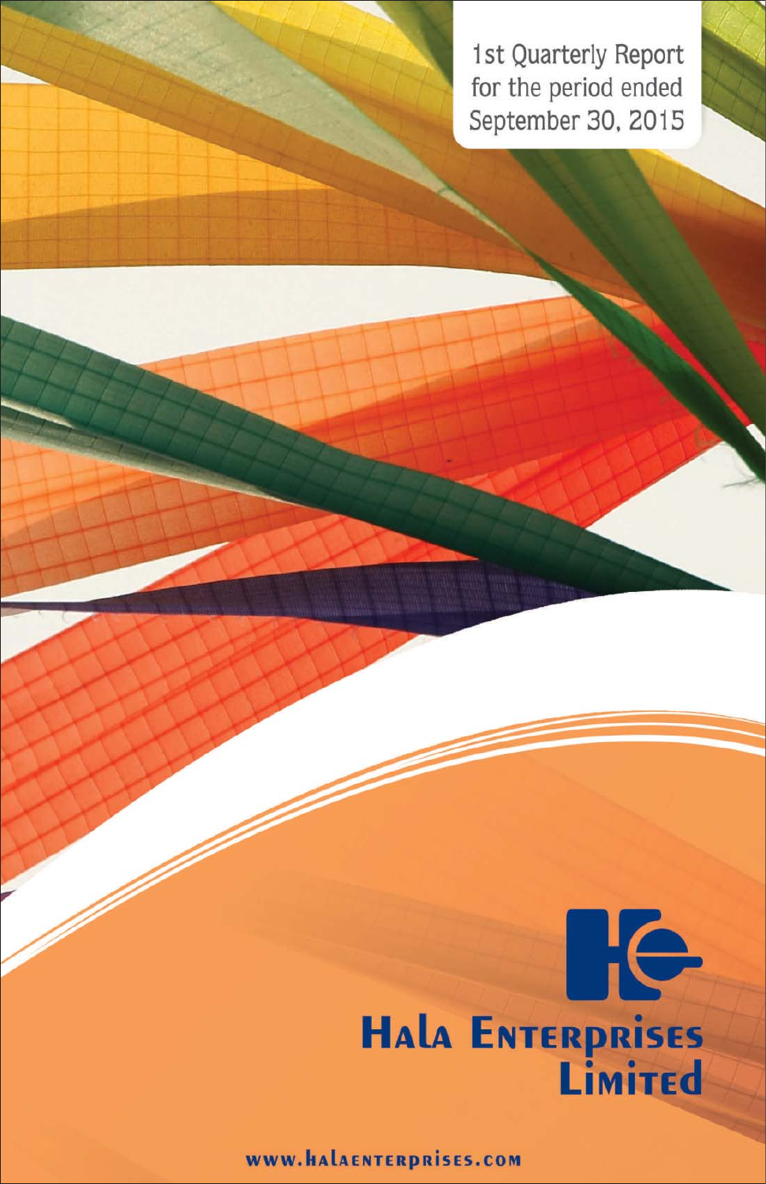1st Quarterly Report for the period ended September 30, 2015

# HALA ENTERPRISES LIMITED

www.halaenterprises.com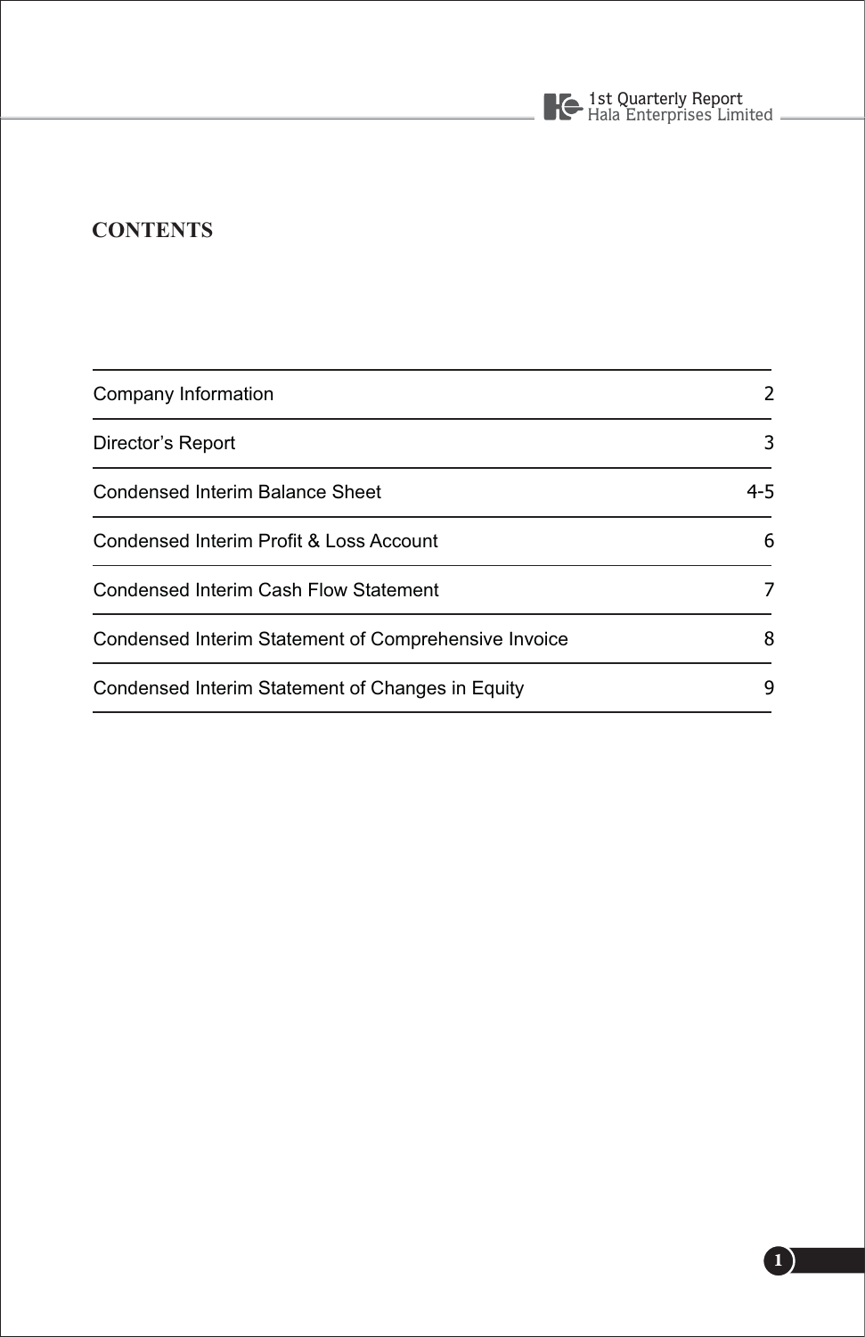# CONTENTS

| | |
|---|---|
| Company Information | 2 |
| Director's Report | 3 |
| Condensed Interim Balance Sheet | 4-5 |
| Condensed Interim Profit & Loss Account | 6 |
| Condensed Interim Cash Flow Statement | 7 |
| Condensed Interim Statement of Comprehensive Invoice | 8 |
| Condensed Interim Statement of Changes in Equity | 9 |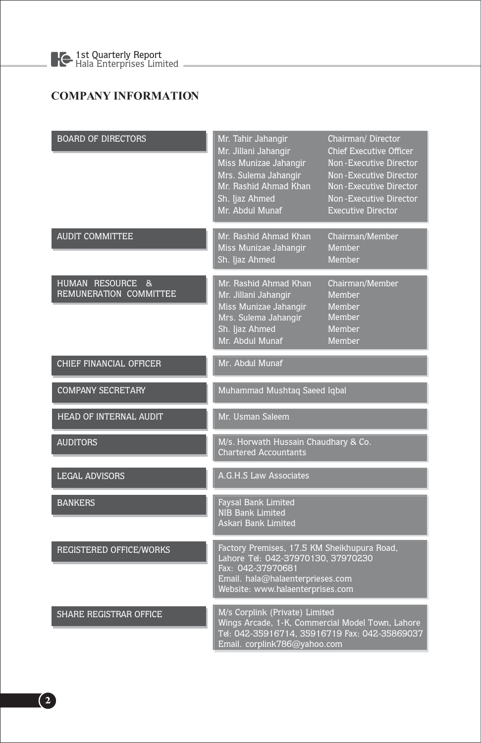## COMPANY INFORMATION

| | | |
|---|---|---|
| BOARD OF DIRECTORS | Mr. Tahir Jahangir | Chairman/ Director |
| | Mr. Jillani Jahangir | Chief Executive Officer |
| | Miss Munizae Jahangir | Non -Executive Director |
| | Mrs. Sulema Jahangir | Non -Executive Director |
| | Mr. Rashid Ahmad Khan | Non -Executive Director |
| | Sh. Ijaz Ahmed | Non -Executive Director |
| | Mr. Abdul Munaf | Executive Director |
| AUDIT COMMITTEE | Mr. Rashid Ahmad Khan | Chairman/Member |
| | Miss Munizae Jahangir | Member |
| | Sh. Ijaz Ahmed | Member |
| HUMAN RESOURCE & REMUNERATION COMMITTEE | Mr. Rashid Ahmad Khan | Chairman/Member |
| | Mr. Jillani Jahangir | Member |
| | Miss Munizae Jahangir | Member |
| | Mrs. Sulema Jahangir | Member |
| | Sh. Ijaz Ahmed | Member |
| | Mr. Abdul Munaf | Member |
| CHIEF FINANCIAL OFFICER | Mr. Abdul Munaf | |
| COMPANY SECRETARY | Muhammad Mushtaq Saeed Iqbal | |
| HEAD OF INTERNAL AUDIT | Mr. Usman Saleem | |
| AUDITORS | M/s. Horwath Hussain Chaudhary & Co.<br>Chartered Accountants | |
| LEGAL ADVISORS | A.G.H.S Law Associates | |
| BANKERS | Faysal Bank Limited<br>NIB Bank Limited<br>Askari Bank Limited | |
| REGISTERED OFFICE/WORKS | Factory Premises, 17.5 KM Sheikhupura Road, Lahore Tel: 042-37970130, 37970230<br>Fax: 042-37970681<br>Email. hala@halaenterprieses.com<br>Website: www.halaenterprises.com | |
| SHARE REGISTRAR OFFICE | M/s Corplink (Private) Limited<br>Wings Arcade, 1-K, Commercial Model Town, Lahore<br>Tel: 042-35916714, 35916719 Fax: 042-35869037<br>Email. corplink786@yahoo.com | |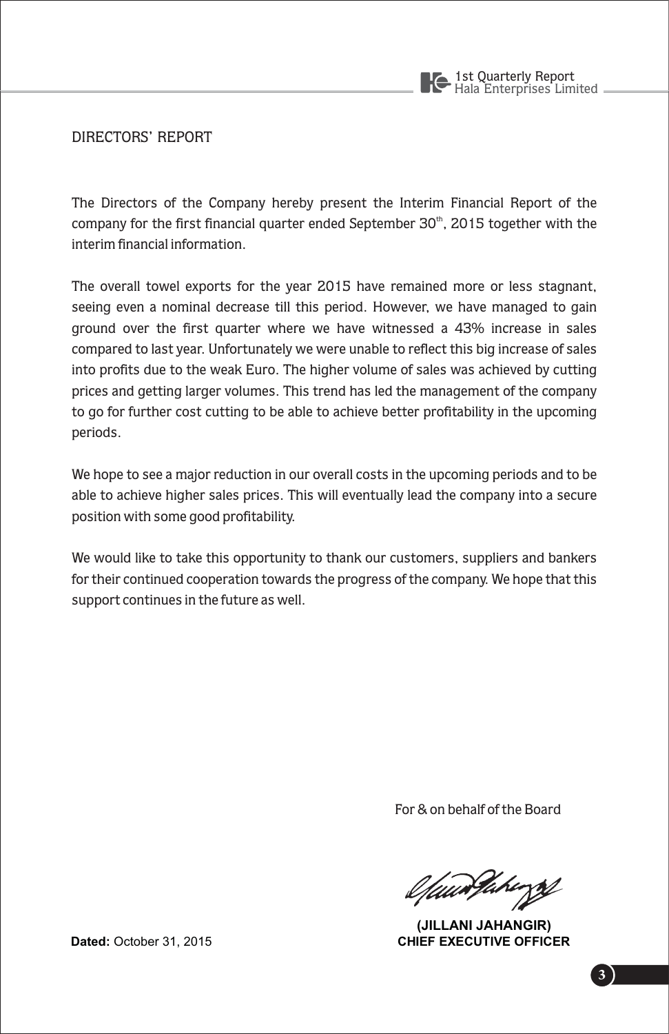# DIRECTORS' REPORT

The Directors of the Company hereby present the Interim Financial Report of the company for the first financial quarter ended September 30th, 2015 together with the interim financial information.

The overall towel exports for the year 2015 have remained more or less stagnant, seeing even a nominal decrease till this period. However, we have managed to gain ground over the first quarter where we have witnessed a 43% increase in sales compared to last year. Unfortunately we were unable to reflect this big increase of sales into profits due to the weak Euro. The higher volume of sales was achieved by cutting prices and getting larger volumes. This trend has led the management of the company to go for further cost cutting to be able to achieve better profitability in the upcoming periods.

We hope to see a major reduction in our overall costs in the upcoming periods and to be able to achieve higher sales prices. This will eventually lead the company into a secure position with some good profitability.

We would like to take this opportunity to thank our customers, suppliers and bankers for their continued cooperation towards the progress of the company. We hope that this support continues in the future as well.

For & on behalf of the Board

**(JILLANI JAHANGIR)**
**CHIEF EXECUTIVE OFFICER**

**Dated:** October 31, 2015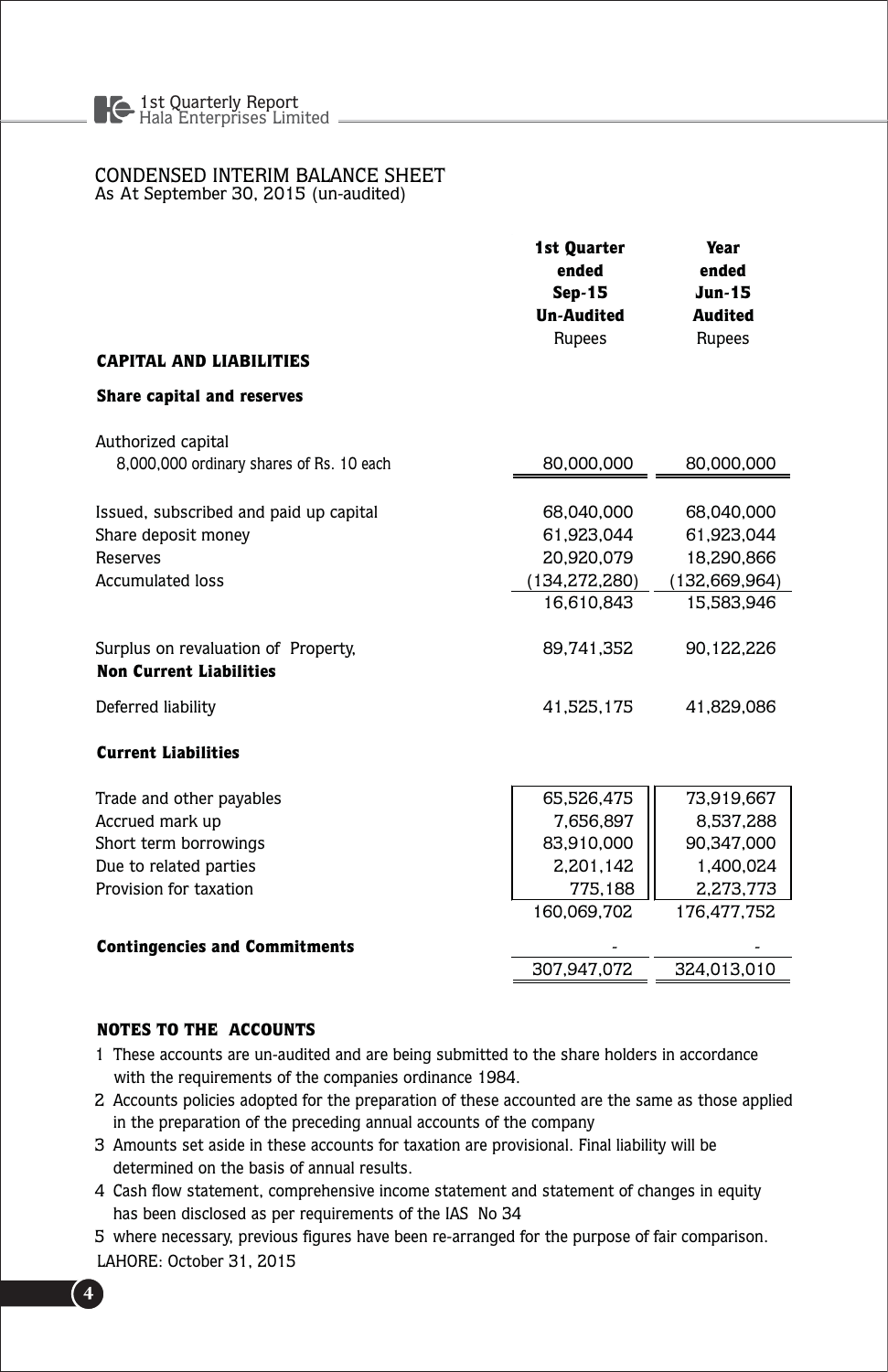# CONDENSED INTERIM BALANCE SHEET

As At September 30, 2015 (un-audited)

| | 1st Quarter ended Sep-15 Un-Audited | Year ended Jun-15 Audited |
|---|---|---|
| | Rupees | Rupees |
| **CAPITAL AND LIABILITIES** | | |
| **Share capital and reserves** | | |
| Authorized capital | | |
| 8,000,000 ordinary shares of Rs. 10 each | 80,000,000 | 80,000,000 |
| Issued, subscribed and paid up capital | 68,040,000 | 68,040,000 |
| Share deposit money | 61,923,044 | 61,923,044 |
| Reserves | 20,920,079 | 18,290,866 |
| Accumulated loss | (134,272,280) | (132,669,964) |
| | 16,610,843 | 15,583,946 |
| Surplus on revaluation of Property, | 89,741,352 | 90,122,226 |
| **Non Current Liabilities** | | |
| Deferred liability | 41,525,175 | 41,829,086 |
| **Current Liabilities** | | |
| Trade and other payables | 65,526,475 | 73,919,667 |
| Accrued mark up | 7,656,897 | 8,537,288 |
| Short term borrowings | 83,910,000 | 90,347,000 |
| Due to related parties | 2,201,142 | 1,400,024 |
| Provision for taxation | 775,188 | 2,273,773 |
| | 160,069,702 | 176,477,752 |
| **Contingencies and Commitments** | - | - |
| | 307,947,072 | 324,013,010 |

## NOTES TO THE ACCOUNTS

1. These accounts are un-audited and are being submitted to the share holders in accordance with the requirements of the companies ordinance 1984.
2. Accounts policies adopted for the preparation of these accounted are the same as those applied in the preparation of the preceding annual accounts of the company
3. Amounts set aside in these accounts for taxation are provisional. Final liability will be determined on the basis of annual results.
4. Cash flow statement, comprehensive income statement and statement of changes in equity has been disclosed as per requirements of the IAS No 34
5. where necessary, previous figures have been re-arranged for the purpose of fair comparison.

LAHORE: October 31, 2015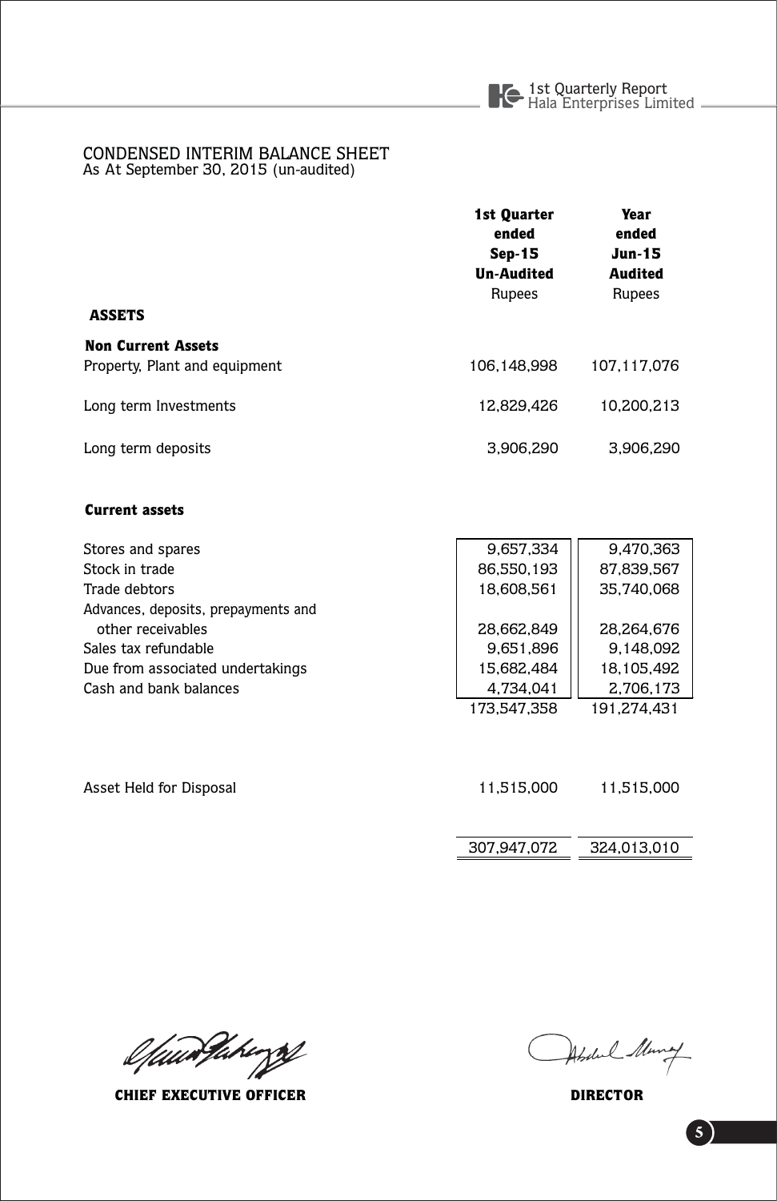# CONDENSED INTERIM BALANCE SHEET

As At September 30, 2015 (un-audited)

| | 1st Quarter ended Sep-15 Un-Audited Rupees | Year ended Jun-15 Audited Rupees |
|---|---|---|
| **ASSETS** | | |
| **Non Current Assets** | | |
| Property, Plant and equipment | 106,148,998 | 107,117,076 |
| Long term Investments | 12,829,426 | 10,200,213 |
| Long term deposits | 3,906,290 | 3,906,290 |
| **Current assets** | | |
| Stores and spares | 9,657,334 | 9,470,363 |
| Stock in trade | 86,550,193 | 87,839,567 |
| Trade debtors | 18,608,561 | 35,740,068 |
| Advances, deposits, prepayments and other receivables | 28,662,849 | 28,264,676 |
| Sales tax refundable | 9,651,896 | 9,148,092 |
| Due from associated undertakings | 15,682,484 | 18,105,492 |
| Cash and bank balances | 4,734,041 | 2,706,173 |
| | 173,547,358 | 191,274,431 |
| Asset Held for Disposal | 11,515,000 | 11,515,000 |
| | 307,947,072 | 324,013,010 |

**CHIEF EXECUTIVE OFFICER** **DIRECTOR**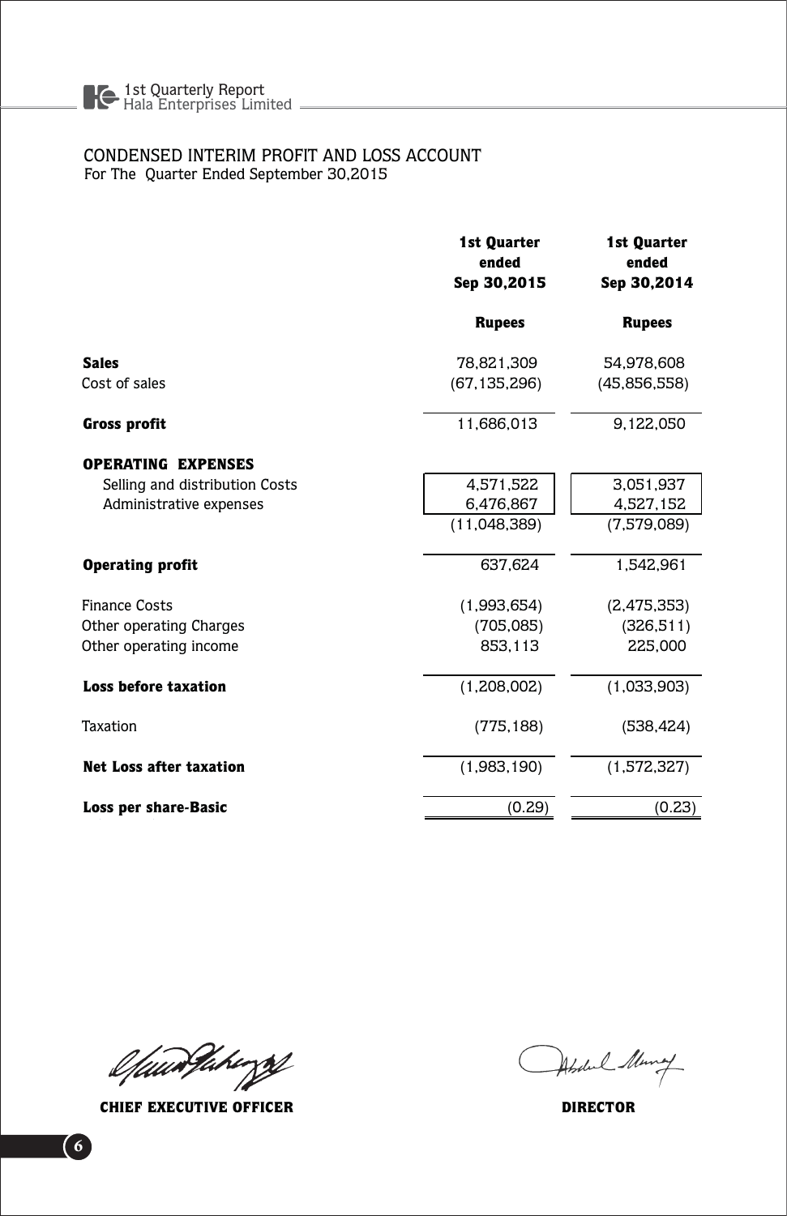## CONDENSED INTERIM PROFIT AND LOSS ACCOUNT

For The Quarter Ended September 30,2015

| | 1st Quarter ended Sep 30,2015 | 1st Quarter ended Sep 30,2014 |
|---|---|---|
| | **Rupees** | **Rupees** |
| **Sales** | 78,821,309 | 54,978,608 |
| Cost of sales | (67,135,296) | (45,856,558) |
| **Gross profit** | 11,686,013 | 9,122,050 |
| **OPERATING EXPENSES** | | |
| Selling and distribution Costs | 4,571,522 | 3,051,937 |
| Administrative expenses | 6,476,867 | 4,527,152 |
| | (11,048,389) | (7,579,089) |
| **Operating profit** | 637,624 | 1,542,961 |
| Finance Costs | (1,993,654) | (2,475,353) |
| Other operating Charges | (705,085) | (326,511) |
| Other operating income | 853,113 | 225,000 |
| **Loss before taxation** | (1,208,002) | (1,033,903) |
| Taxation | (775,188) | (538,424) |
| **Net Loss after taxation** | (1,983,190) | (1,572,327) |
| **Loss per share-Basic** | (0.29) | (0.23) |

**CHIEF EXECUTIVE OFFICER** | **DIRECTOR**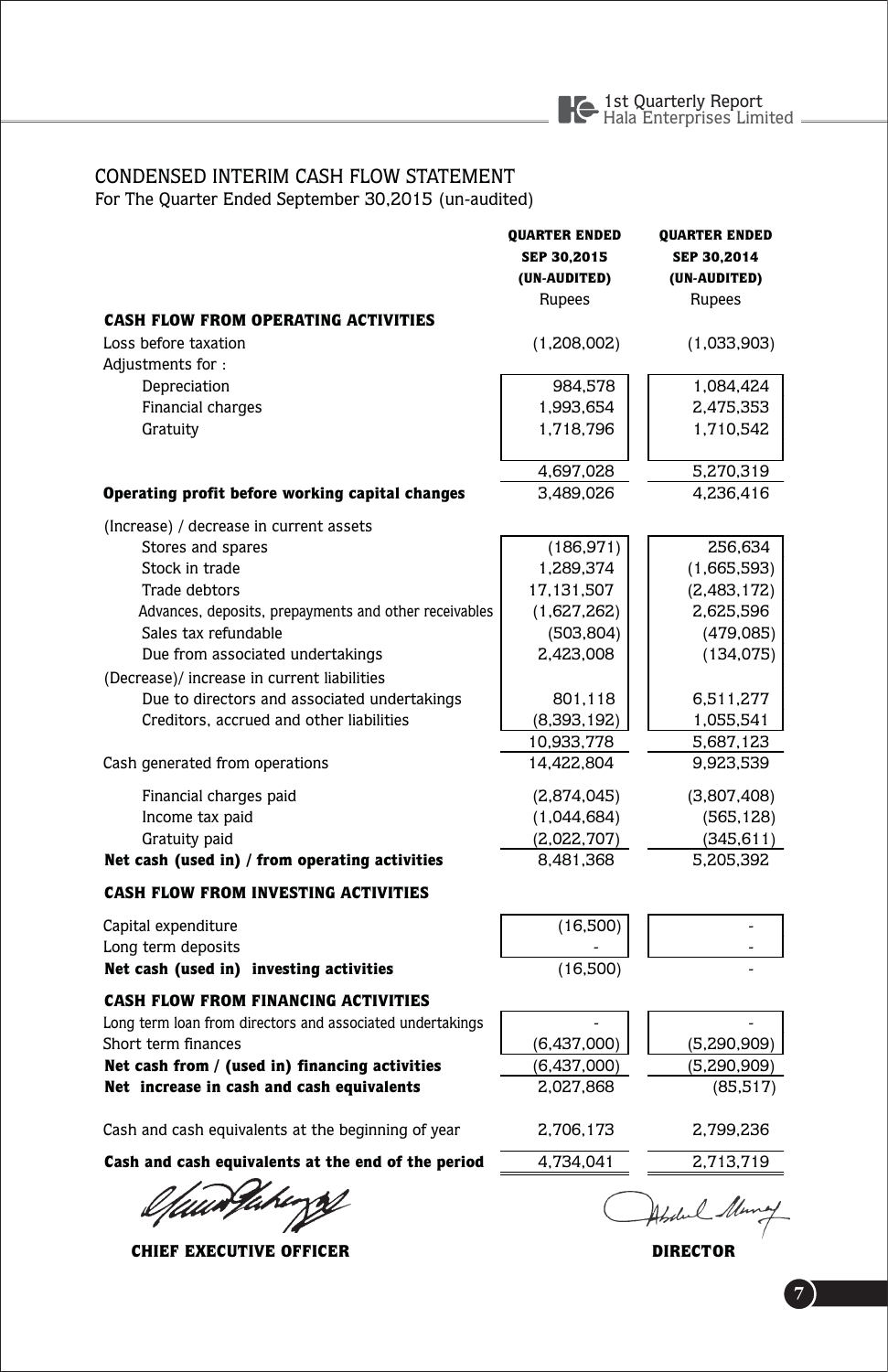# CONDENSED INTERIM CASH FLOW STATEMENT

For The Quarter Ended September 30,2015 (un-audited)

| | QUARTER ENDED SEP 30,2015 (UN-AUDITED) Rupees | QUARTER ENDED SEP 30,2014 (UN-AUDITED) Rupees |
|---|---|---|
| **CASH FLOW FROM OPERATING ACTIVITIES** | | |
| Loss before taxation | (1,208,002) | (1,033,903) |
| Adjustments for : | | |
| Depreciation | 984,578 | 1,084,424 |
| Financial charges | 1,993,654 | 2,475,353 |
| Gratuity | 1,718,796 | 1,710,542 |
| | 4,697,028 | 5,270,319 |
| **Operating profit before working capital changes** | 3,489,026 | 4,236,416 |
| (Increase) / decrease in current assets | | |
| Stores and spares | (186,971) | 256,634 |
| Stock in trade | 1,289,374 | (1,665,593) |
| Trade debtors | 17,131,507 | (2,483,172) |
| Advances, deposits, prepayments and other receivables | (1,627,262) | 2,625,596 |
| Sales tax refundable | (503,804) | (479,085) |
| Due from associated undertakings | 2,423,008 | (134,075) |
| (Decrease)/ increase in current liabilities | | |
| Due to directors and associated undertakings | 801,118 | 6,511,277 |
| Creditors, accrued and other liabilities | (8,393,192) | 1,055,541 |
| | 10,933,778 | 5,687,123 |
| Cash generated from operations | 14,422,804 | 9,923,539 |
| Financial charges paid | (2,874,045) | (3,807,408) |
| Income tax paid | (1,044,684) | (565,128) |
| Gratuity paid | (2,022,707) | (345,611) |
| **Net cash (used in) / from operating activities** | 8,481,368 | 5,205,392 |
| **CASH FLOW FROM INVESTING ACTIVITIES** | | |
| Capital expenditure | (16,500) | - |
| Long term deposits | - | - |
| **Net cash (used in) investing activities** | (16,500) | - |
| **CASH FLOW FROM FINANCING ACTIVITIES** | | |
| Long term loan from directors and associated undertakings | - | - |
| Short term finances | (6,437,000) | (5,290,909) |
| **Net cash from / (used in) financing activities** | (6,437,000) | (5,290,909) |
| **Net increase in cash and cash equivalents** | 2,027,868 | (85,517) |
| Cash and cash equivalents at the beginning of year | 2,706,173 | 2,799,236 |
| **Cash and cash equivalents at the end of the period** | 4,734,041 | 2,713,719 |

**CHIEF EXECUTIVE OFFICER** **DIRECTOR**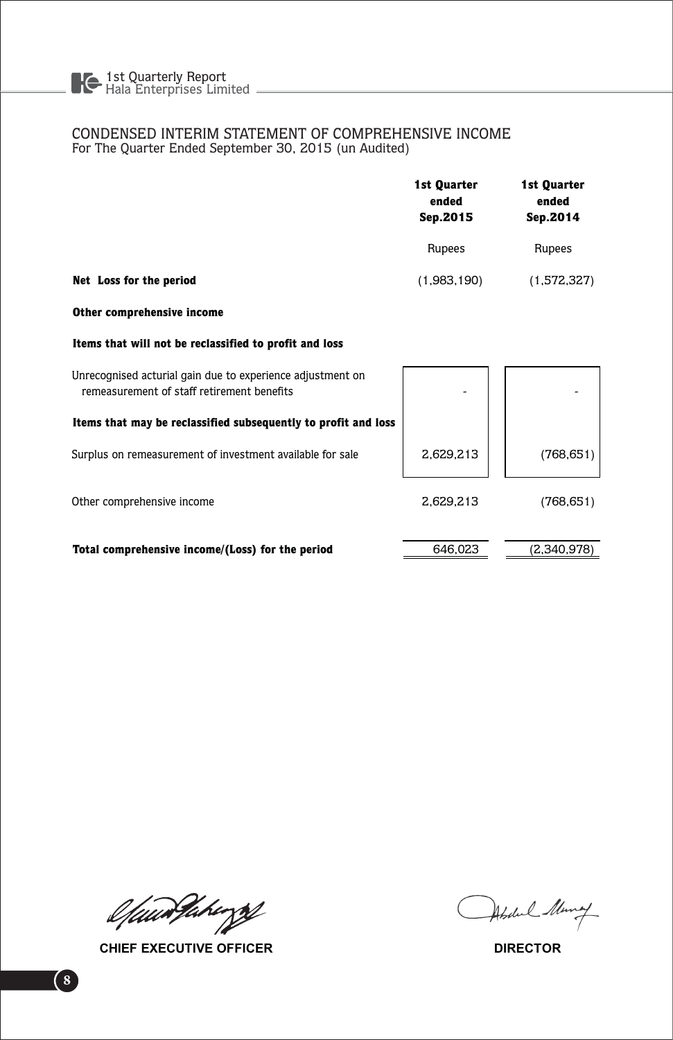## CONDENSED INTERIM STATEMENT OF COMPREHENSIVE INCOME

For The Quarter Ended September 30, 2015 (un Audited)

| | 1st Quarter ended Sep.2015 | 1st Quarter ended Sep.2014 |
|---|---|---|
| | Rupees | Rupees |
| **Net Loss for the period** | (1,983,190) | (1,572,327) |
| **Other comprehensive income** | | |
| **Items that will not be reclassified to profit and loss** | | |
| Unrecognised acturial gain due to experience adjustment on remeasurement of staff retirement benefits | - | - |
| **Items that may be reclassified subsequently to profit and loss** | | |
| Surplus on remeasurement of investment available for sale | 2,629,213 | (768,651) |
| Other comprehensive income | 2,629,213 | (768,651) |
| **Total comprehensive income/(Loss) for the period** | 646,023 | (2,340,978) |

**CHIEF EXECUTIVE OFFICER** | **DIRECTOR**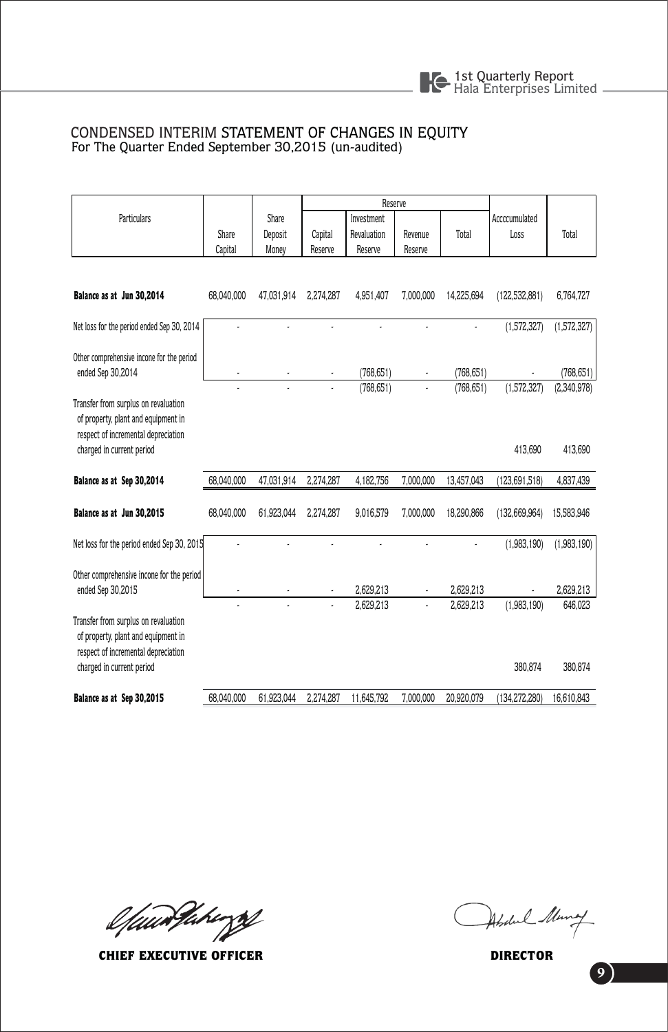# CONDENSED INTERIM STATEMENT OF CHANGES IN EQUITY
For The Quarter Ended September 30,2015 (un-audited)

| Particulars | Share Capital | Share Deposit Money | Reserve | | | | Acccumulated Loss | Total |
|---|---|---|---|---|---|---|---|---|
| | | | Capital Reserve | Investment Revaluation Reserve | Revenue Reserve | Total | | |
| **Balance as at Jun 30,2014** | 68,040,000 | 47,031,914 | 2,274,287 | 4,951,407 | 7,000,000 | 14,225,694 | (122,532,881) | 6,764,727 |
| Net loss for the period ended Sep 30, 2014 | - | - | - | - | - | - | (1,572,327) | (1,572,327) |
| Other comprehensive incone for the period ended Sep 30,2014 | - | - | - | (768,651) | - | (768,651) | - | (768,651) |
| | - | - | - | (768,651) | - | (768,651) | (1,572,327) | (2,340,978) |
| Transfer from surplus on revaluation of property, plant and equipment in respect of incremental depreciation charged in current period | | | | | | | 413,690 | 413,690 |
| **Balance as at Sep 30,2014** | 68,040,000 | 47,031,914 | 2,274,287 | 4,182,756 | 7,000,000 | 13,457,043 | (123,691,518) | 4,837,439 |
| **Balance as at Jun 30,2015** | 68,040,000 | 61,923,044 | 2,274,287 | 9,016,579 | 7,000,000 | 18,290,866 | (132,669,964) | 15,583,946 |
| Net loss for the period ended Sep 30, 2015 | - | - | - | - | - | - | (1,983,190) | (1,983,190) |
| Other comprehensive incone for the period ended Sep 30,2015 | - | - | - | 2,629,213 | - | 2,629,213 | - | 2,629,213 |
| | - | - | - | 2,629,213 | - | 2,629,213 | (1,983,190) | 646,023 |
| Transfer from surplus on revaluation of property, plant and equipment in respect of incremental depreciation charged in current period | | | | | | | 380,874 | 380,874 |
| **Balance as at Sep 30,2015** | 68,040,000 | 61,923,044 | 2,274,287 | 11,645,792 | 7,000,000 | 20,920,079 | (134,272,280) | 16,610,843 |

**CHIEF EXECUTIVE OFFICER** **DIRECTOR**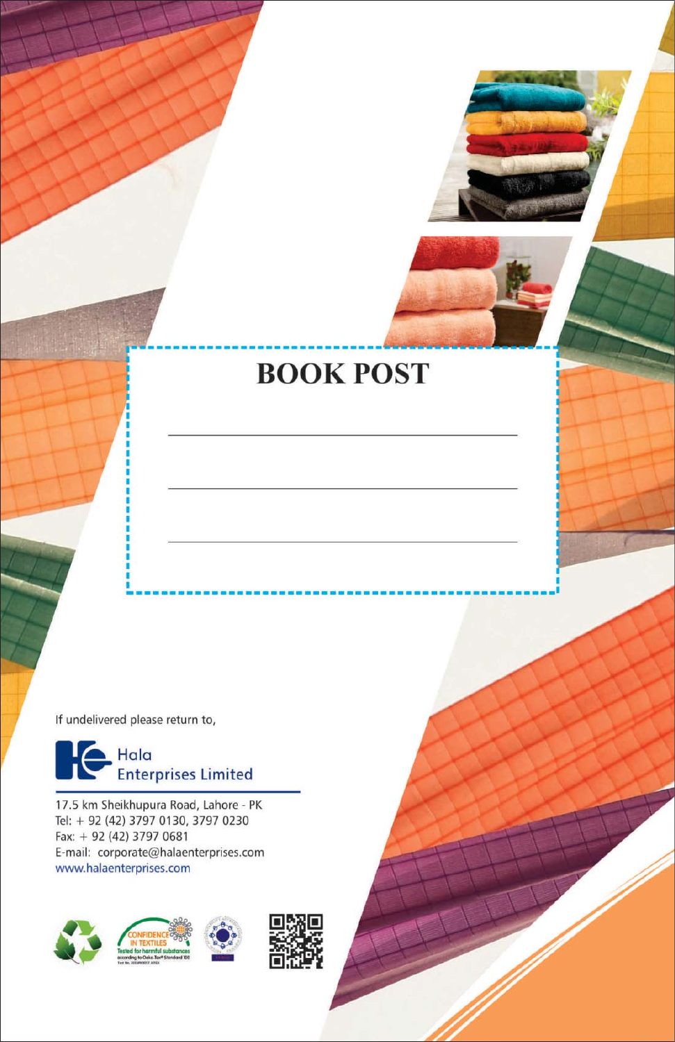# BOOK POST

\_\_\_\_\_\_\_\_\_\_\_\_\_\_\_\_\_\_\_\_\_\_\_\_\_\_\_\_\_\_\_\_\_\_\_\_\_\_

\_\_\_\_\_\_\_\_\_\_\_\_\_\_\_\_\_\_\_\_\_\_\_\_\_\_\_\_\_\_\_\_\_\_\_\_\_\_

\_\_\_\_\_\_\_\_\_\_\_\_\_\_\_\_\_\_\_\_\_\_\_\_\_\_\_\_\_\_\_\_\_\_\_\_\_\_

If undelivered please return to,

Hala Enterprises Limited

17.5 km Sheikhupura Road, Lahore - PK
Tel: + 92 (42) 3797 0130, 3797 0230
Fax: + 92 (42) 3797 0681
E-mail: corporate@halaenterprises.com
www.halaenterprises.com

CONFIDENCE IN TEXTILES
Tested for harmful substances according to Oeko-Tex® Standard 100